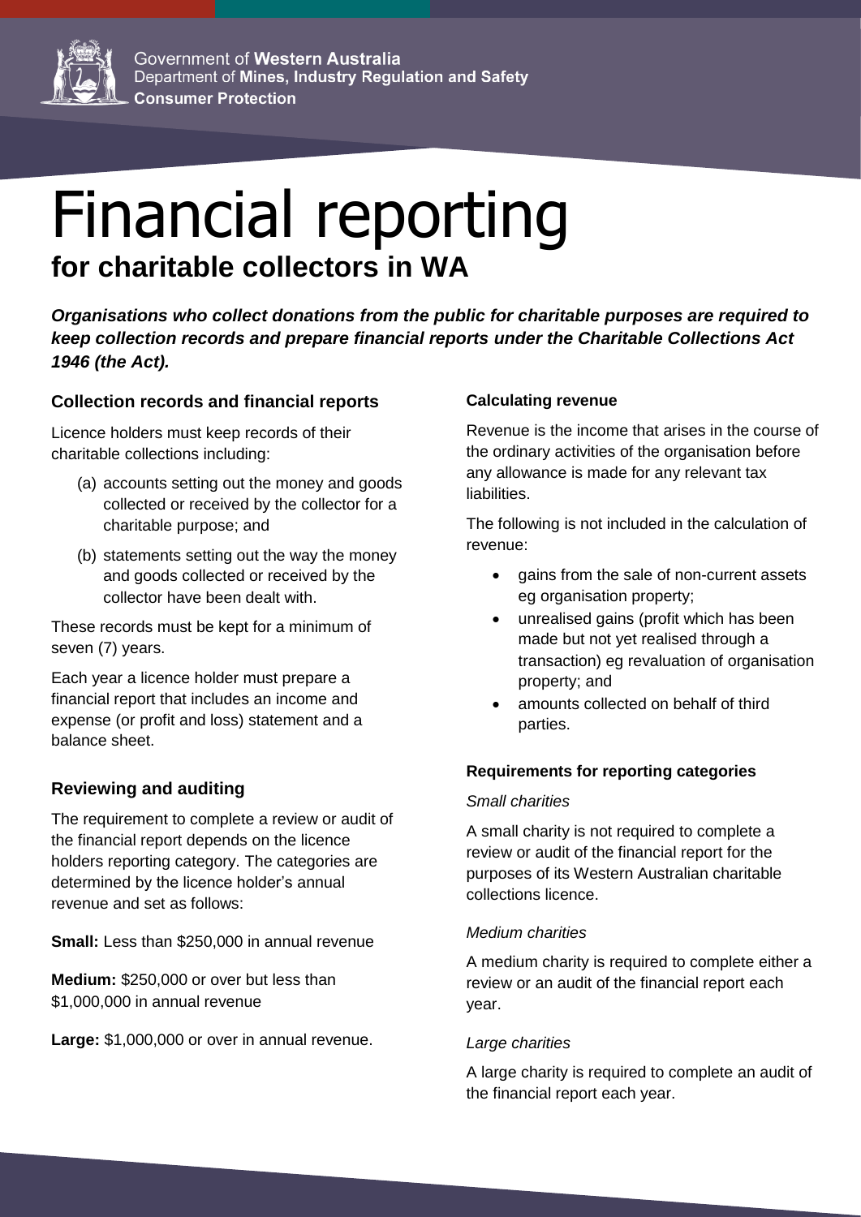Government of **Western Australia**
Department of **Mines, Industry Regulation and Safety**
**Consumer Protection**

# Financial reporting

## for charitable collectors in WA

***Organisations who collect donations from the public for charitable purposes are required to keep collection records and prepare financial reports under the Charitable Collections Act 1946 (the Act).***

### Collection records and financial reports

Licence holders must keep records of their charitable collections including:

(a) accounts setting out the money and goods collected or received by the collector for a charitable purpose; and

(b) statements setting out the way the money and goods collected or received by the collector have been dealt with.

These records must be kept for a minimum of seven (7) years.

Each year a licence holder must prepare a financial report that includes an income and expense (or profit and loss) statement and a balance sheet.

### Reviewing and auditing

The requirement to complete a review or audit of the financial report depends on the licence holders reporting category. The categories are determined by the licence holder's annual revenue and set as follows:

**Small:** Less than $250,000 in annual revenue

**Medium:** $250,000 or over but less than $1,000,000 in annual revenue

**Large:** $1,000,000 or over in annual revenue.

#### Calculating revenue

Revenue is the income that arises in the course of the ordinary activities of the organisation before any allowance is made for any relevant tax liabilities.

The following is not included in the calculation of revenue:

- gains from the sale of non-current assets eg organisation property;
- unrealised gains (profit which has been made but not yet realised through a transaction) eg revaluation of organisation property; and
- amounts collected on behalf of third parties.

#### Requirements for reporting categories

*Small charities*

A small charity is not required to complete a review or audit of the financial report for the purposes of its Western Australian charitable collections licence.

*Medium charities*

A medium charity is required to complete either a review or an audit of the financial report each year.

*Large charities*

A large charity is required to complete an audit of the financial report each year.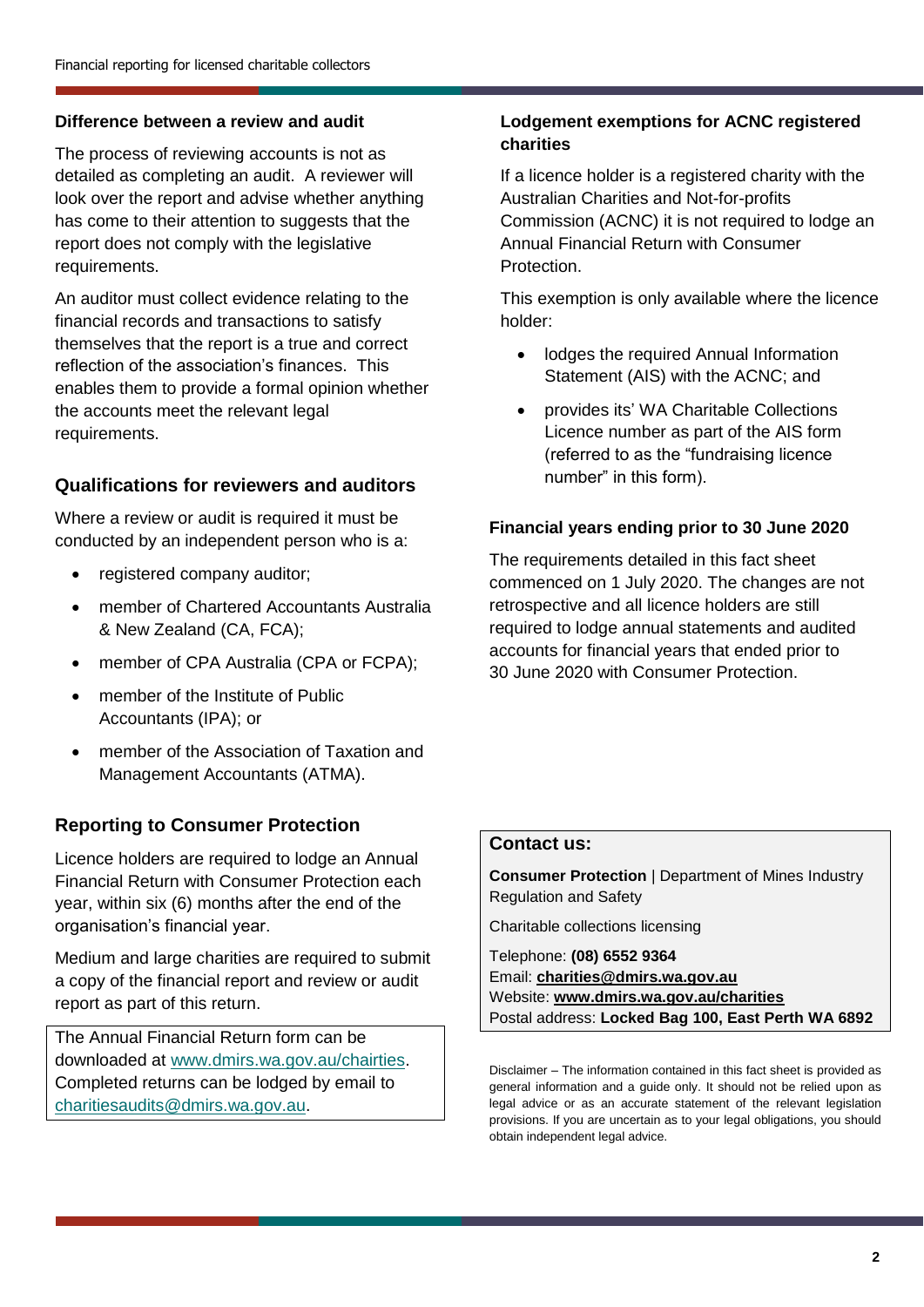### Difference between a review and audit

The process of reviewing accounts is not as detailed as completing an audit. A reviewer will look over the report and advise whether anything has come to their attention to suggests that the report does not comply with the legislative requirements.

An auditor must collect evidence relating to the financial records and transactions to satisfy themselves that the report is a true and correct reflection of the association's finances. This enables them to provide a formal opinion whether the accounts meet the relevant legal requirements.

### Qualifications for reviewers and auditors

Where a review or audit is required it must be conducted by an independent person who is a:

- registered company auditor;
- member of Chartered Accountants Australia & New Zealand (CA, FCA);
- member of CPA Australia (CPA or FCPA);
- member of the Institute of Public Accountants (IPA); or
- member of the Association of Taxation and Management Accountants (ATMA).

### Reporting to Consumer Protection

Licence holders are required to lodge an Annual Financial Return with Consumer Protection each year, within six (6) months after the end of the organisation's financial year.

Medium and large charities are required to submit a copy of the financial report and review or audit report as part of this return.

The Annual Financial Return form can be downloaded at www.dmirs.wa.gov.au/chairties. Completed returns can be lodged by email to charitiesaudits@dmirs.wa.gov.au.

### Lodgement exemptions for ACNC registered charities

If a licence holder is a registered charity with the Australian Charities and Not-for-profits Commission (ACNC) it is not required to lodge an Annual Financial Return with Consumer Protection.

This exemption is only available where the licence holder:

- lodges the required Annual Information Statement (AIS) with the ACNC; and
- provides its' WA Charitable Collections Licence number as part of the AIS form (referred to as the "fundraising licence number" in this form).

### Financial years ending prior to 30 June 2020

The requirements detailed in this fact sheet commenced on 1 July 2020. The changes are not retrospective and all licence holders are still required to lodge annual statements and audited accounts for financial years that ended prior to 30 June 2020 with Consumer Protection.

### Contact us:

**Consumer Protection** | Department of Mines Industry Regulation and Safety

Charitable collections licensing

Telephone: **(08) 6552 9364**
Email: **charities@dmirs.wa.gov.au**
Website: **www.dmirs.wa.gov.au/charities**
Postal address: **Locked Bag 100, East Perth WA 6892**

Disclaimer – The information contained in this fact sheet is provided as general information and a guide only. It should not be relied upon as legal advice or as an accurate statement of the relevant legislation provisions. If you are uncertain as to your legal obligations, you should obtain independent legal advice.